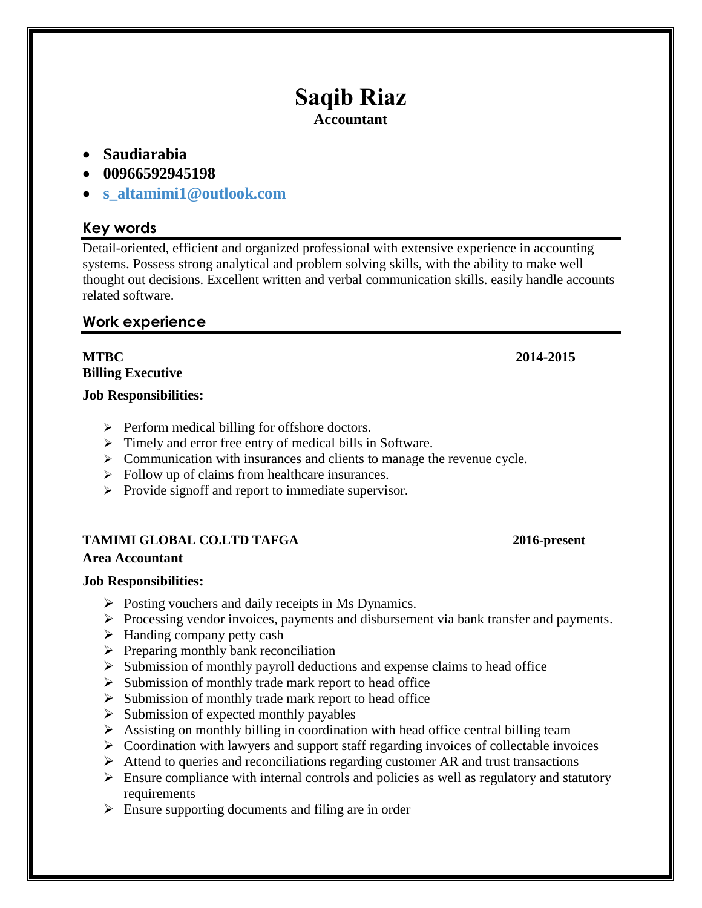# Saqib Riaz

**Accountant**

- **Saudiarabia**
- **00966592945198**
- **s_altamimi1@outlook.com**

## Key words

Detail-oriented, efficient and organized professional with extensive experience in accounting systems. Possess strong analytical and problem solving skills, with the ability to make well thought out decisions. Excellent written and verbal communication skills. easily handle accounts related software.

## Work experience

**MTBC** **2014-2015**
**Billing Executive**

**Job Responsibilities:**

- Perform medical billing for offshore doctors.
- Timely and error free entry of medical bills in Software.
- Communication with insurances and clients to manage the revenue cycle.
- Follow up of claims from healthcare insurances.
- Provide signoff and report to immediate supervisor.

**TAMIMI GLOBAL CO.LTD TAFGA** **2016-present**
**Area Accountant**

**Job Responsibilities:**

- Posting vouchers and daily receipts in Ms Dynamics.
- Processing vendor invoices, payments and disbursement via bank transfer and payments.
- Handing company petty cash
- Preparing monthly bank reconciliation
- Submission of monthly payroll deductions and expense claims to head office
- Submission of monthly trade mark report to head office
- Submission of monthly trade mark report to head office
- Submission of expected monthly payables
- Assisting on monthly billing in coordination with head office central billing team
- Coordination with lawyers and support staff regarding invoices of collectable invoices
- Attend to queries and reconciliations regarding customer AR and trust transactions
- Ensure compliance with internal controls and policies as well as regulatory and statutory requirements
- Ensure supporting documents and filing are in order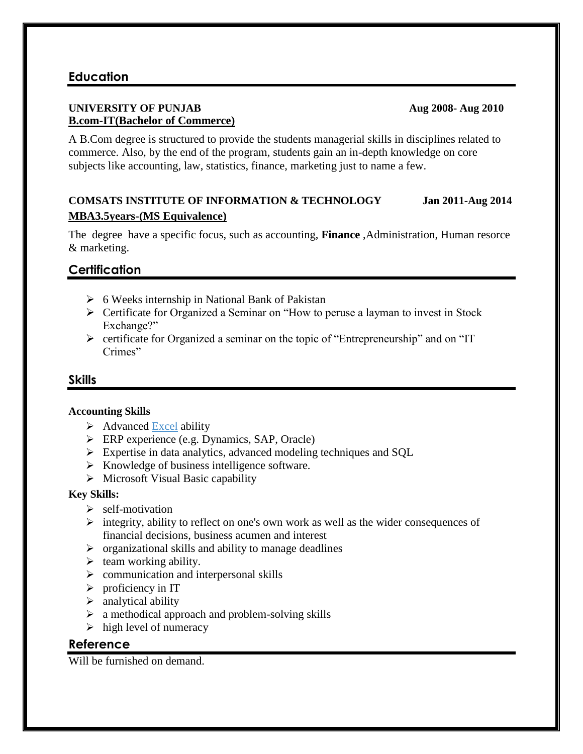## Education

**UNIVERSITY OF PUNJAB** **Aug 2008- Aug 2010**
**B.com-IT(Bachelor of Commerce)**

A B.Com degree is structured to provide the students managerial skills in disciplines related to commerce. Also, by the end of the program, students gain an in-depth knowledge on core subjects like accounting, law, statistics, finance, marketing just to name a few.

**COMSATS INSTITUTE OF INFORMATION & TECHNOLOGY** **Jan 2011-Aug 2014**
**MBA3.5years-(MS Equivalence)**

The degree have a specific focus, such as accounting, **Finance** ,Administration, Human resorce & marketing.

## Certification

- 6 Weeks internship in National Bank of Pakistan
- Certificate for Organized a Seminar on "How to peruse a layman to invest in Stock Exchange?"
- certificate for Organized a seminar on the topic of "Entrepreneurship" and on "IT Crimes"

## Skills

**Accounting Skills**

- Advanced Excel ability
- ERP experience (e.g. Dynamics, SAP, Oracle)
- Expertise in data analytics, advanced modeling techniques and SQL
- Knowledge of business intelligence software.
- Microsoft Visual Basic capability

**Key Skills:**

- self-motivation
- integrity, ability to reflect on one's own work as well as the wider consequences of financial decisions, business acumen and interest
- organizational skills and ability to manage deadlines
- team working ability.
- communication and interpersonal skills
- proficiency in IT
- analytical ability
- a methodical approach and problem-solving skills
- high level of numeracy

## Reference

Will be furnished on demand.